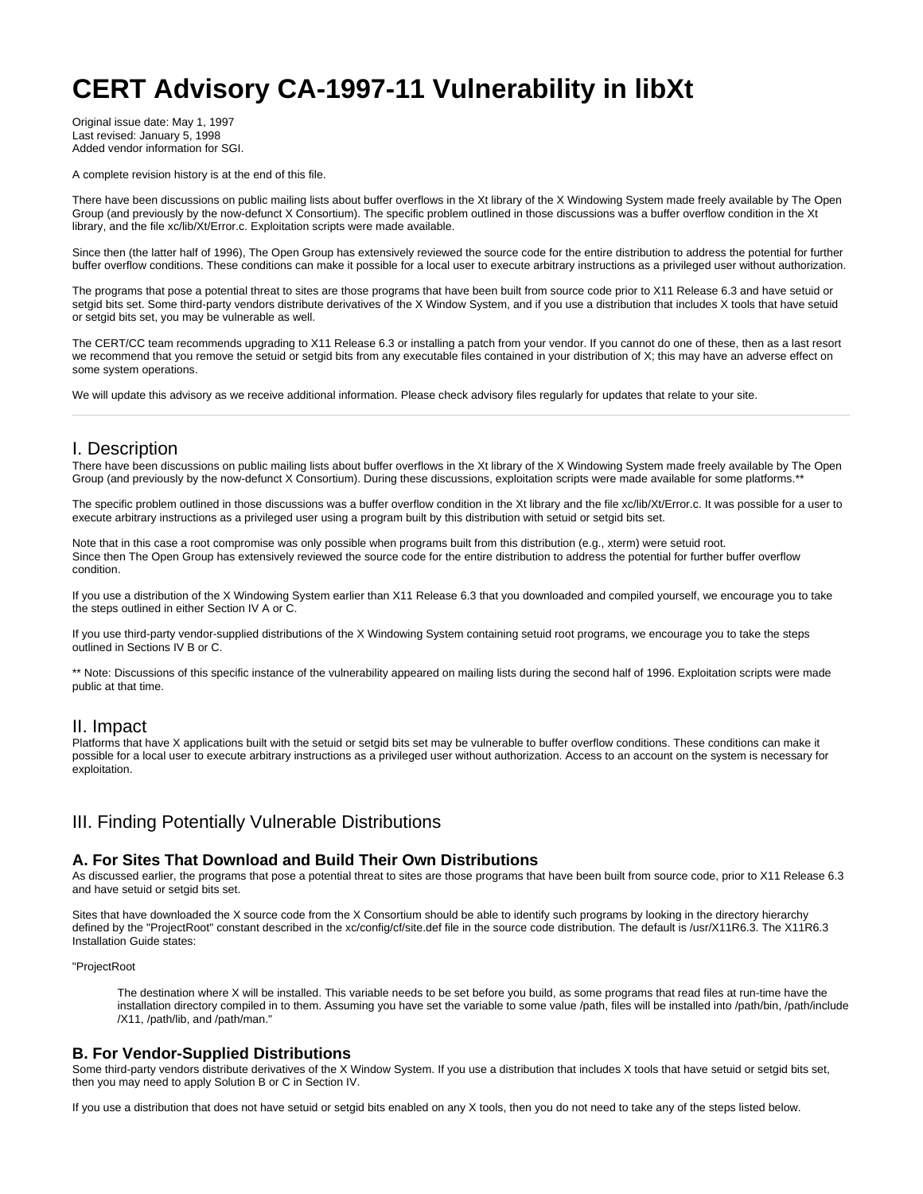# CERT Advisory CA-1997-11 Vulnerability in libXt

Original issue date: May 1, 1997
Last revised: January 5, 1998
Added vendor information for SGI.

A complete revision history is at the end of this file.

There have been discussions on public mailing lists about buffer overflows in the Xt library of the X Windowing System made freely available by The Open Group (and previously by the now-defunct X Consortium). The specific problem outlined in those discussions was a buffer overflow condition in the Xt library, and the file xc/lib/Xt/Error.c. Exploitation scripts were made available.

Since then (the latter half of 1996), The Open Group has extensively reviewed the source code for the entire distribution to address the potential for further buffer overflow conditions. These conditions can make it possible for a local user to execute arbitrary instructions as a privileged user without authorization.

The programs that pose a potential threat to sites are those programs that have been built from source code prior to X11 Release 6.3 and have setuid or setgid bits set. Some third-party vendors distribute derivatives of the X Window System, and if you use a distribution that includes X tools that have setuid or setgid bits set, you may be vulnerable as well.

The CERT/CC team recommends upgrading to X11 Release 6.3 or installing a patch from your vendor. If you cannot do one of these, then as a last resort we recommend that you remove the setuid or setgid bits from any executable files contained in your distribution of X; this may have an adverse effect on some system operations.

We will update this advisory as we receive additional information. Please check advisory files regularly for updates that relate to your site.

---

## I. Description

There have been discussions on public mailing lists about buffer overflows in the Xt library of the X Windowing System made freely available by The Open Group (and previously by the now-defunct X Consortium). During these discussions, exploitation scripts were made available for some platforms.**

The specific problem outlined in those discussions was a buffer overflow condition in the Xt library and the file xc/lib/Xt/Error.c. It was possible for a user to execute arbitrary instructions as a privileged user using a program built by this distribution with setuid or setgid bits set.

Note that in this case a root compromise was only possible when programs built from this distribution (e.g., xterm) were setuid root.
Since then The Open Group has extensively reviewed the source code for the entire distribution to address the potential for further buffer overflow condition.

If you use a distribution of the X Windowing System earlier than X11 Release 6.3 that you downloaded and compiled yourself, we encourage you to take the steps outlined in either Section IV A or C.

If you use third-party vendor-supplied distributions of the X Windowing System containing setuid root programs, we encourage you to take the steps outlined in Sections IV B or C.

** Note: Discussions of this specific instance of the vulnerability appeared on mailing lists during the second half of 1996. Exploitation scripts were made public at that time.

## II. Impact

Platforms that have X applications built with the setuid or setgid bits set may be vulnerable to buffer overflow conditions. These conditions can make it possible for a local user to execute arbitrary instructions as a privileged user without authorization. Access to an account on the system is necessary for exploitation.

## III. Finding Potentially Vulnerable Distributions

### A. For Sites That Download and Build Their Own Distributions

As discussed earlier, the programs that pose a potential threat to sites are those programs that have been built from source code, prior to X11 Release 6.3 and have setuid or setgid bits set.

Sites that have downloaded the X source code from the X Consortium should be able to identify such programs by looking in the directory hierarchy defined by the "ProjectRoot" constant described in the xc/config/cf/site.def file in the source code distribution. The default is /usr/X11R6.3. The X11R6.3 Installation Guide states:

"ProjectRoot

> The destination where X will be installed. This variable needs to be set before you build, as some programs that read files at run-time have the installation directory compiled in to them. Assuming you have set the variable to some value /path, files will be installed into /path/bin, /path/include/X11, /path/lib, and /path/man."

### B. For Vendor-Supplied Distributions

Some third-party vendors distribute derivatives of the X Window System. If you use a distribution that includes X tools that have setuid or setgid bits set, then you may need to apply Solution B or C in Section IV.

If you use a distribution that does not have setuid or setgid bits enabled on any X tools, then you do not need to take any of the steps listed below.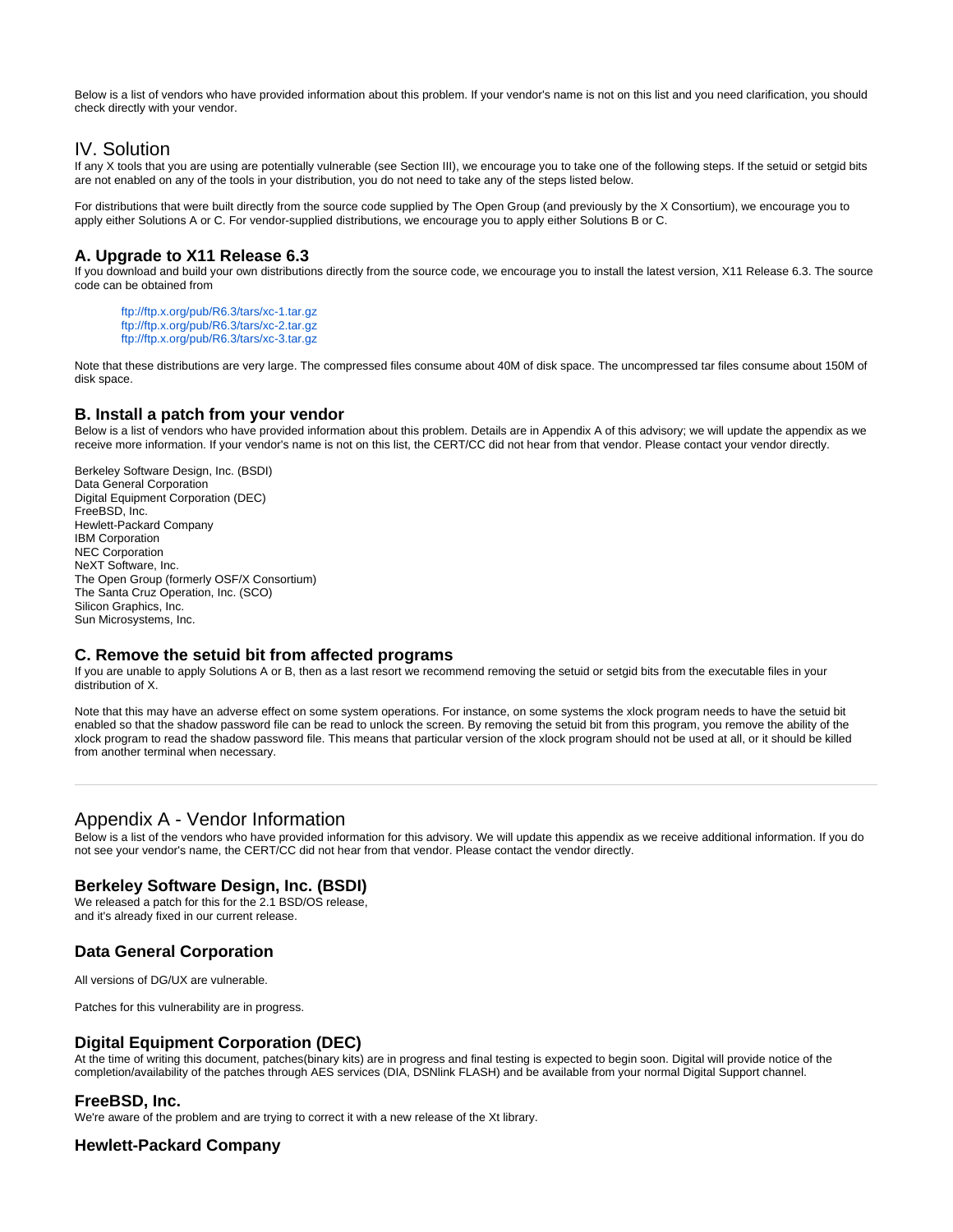Below is a list of vendors who have provided information about this problem. If your vendor's name is not on this list and you need clarification, you should check directly with your vendor.

## IV. Solution

If any X tools that you are using are potentially vulnerable (see Section III), we encourage you to take one of the following steps. If the setuid or setgid bits are not enabled on any of the tools in your distribution, you do not need to take any of the steps listed below.

For distributions that were built directly from the source code supplied by The Open Group (and previously by the X Consortium), we encourage you to apply either Solutions A or C. For vendor-supplied distributions, we encourage you to apply either Solutions B or C.

### A. Upgrade to X11 Release 6.3

If you download and build your own distributions directly from the source code, we encourage you to install the latest version, X11 Release 6.3. The source code can be obtained from

> ftp://ftp.x.org/pub/R6.3/tars/xc-1.tar.gz
> ftp://ftp.x.org/pub/R6.3/tars/xc-2.tar.gz
> ftp://ftp.x.org/pub/R6.3/tars/xc-3.tar.gz

Note that these distributions are very large. The compressed files consume about 40M of disk space. The uncompressed tar files consume about 150M of disk space.

### B. Install a patch from your vendor

Below is a list of vendors who have provided information about this problem. Details are in Appendix A of this advisory; we will update the appendix as we receive more information. If your vendor's name is not on this list, the CERT/CC did not hear from that vendor. Please contact your vendor directly.

Berkeley Software Design, Inc. (BSDI)
Data General Corporation
Digital Equipment Corporation (DEC)
FreeBSD, Inc.
Hewlett-Packard Company
IBM Corporation
NEC Corporation
NeXT Software, Inc.
The Open Group (formerly OSF/X Consortium)
The Santa Cruz Operation, Inc. (SCO)
Silicon Graphics, Inc.
Sun Microsystems, Inc.

### C. Remove the setuid bit from affected programs

If you are unable to apply Solutions A or B, then as a last resort we recommend removing the setuid or setgid bits from the executable files in your distribution of X.

Note that this may have an adverse effect on some system operations. For instance, on some systems the xlock program needs to have the setuid bit enabled so that the shadow password file can be read to unlock the screen. By removing the setuid bit from this program, you remove the ability of the xlock program to read the shadow password file. This means that particular version of the xlock program should not be used at all, or it should be killed from another terminal when necessary.

---

## Appendix A - Vendor Information

Below is a list of the vendors who have provided information for this advisory. We will update this appendix as we receive additional information. If you do not see your vendor's name, the CERT/CC did not hear from that vendor. Please contact the vendor directly.

### Berkeley Software Design, Inc. (BSDI)

We released a patch for this for the 2.1 BSD/OS release,
and it's already fixed in our current release.

### Data General Corporation

All versions of DG/UX are vulnerable.

Patches for this vulnerability are in progress.

### Digital Equipment Corporation (DEC)

At the time of writing this document, patches(binary kits) are in progress and final testing is expected to begin soon. Digital will provide notice of the completion/availability of the patches through AES services (DIA, DSNlink FLASH) and be available from your normal Digital Support channel.

### FreeBSD, Inc.

We're aware of the problem and are trying to correct it with a new release of the Xt library.

### Hewlett-Packard Company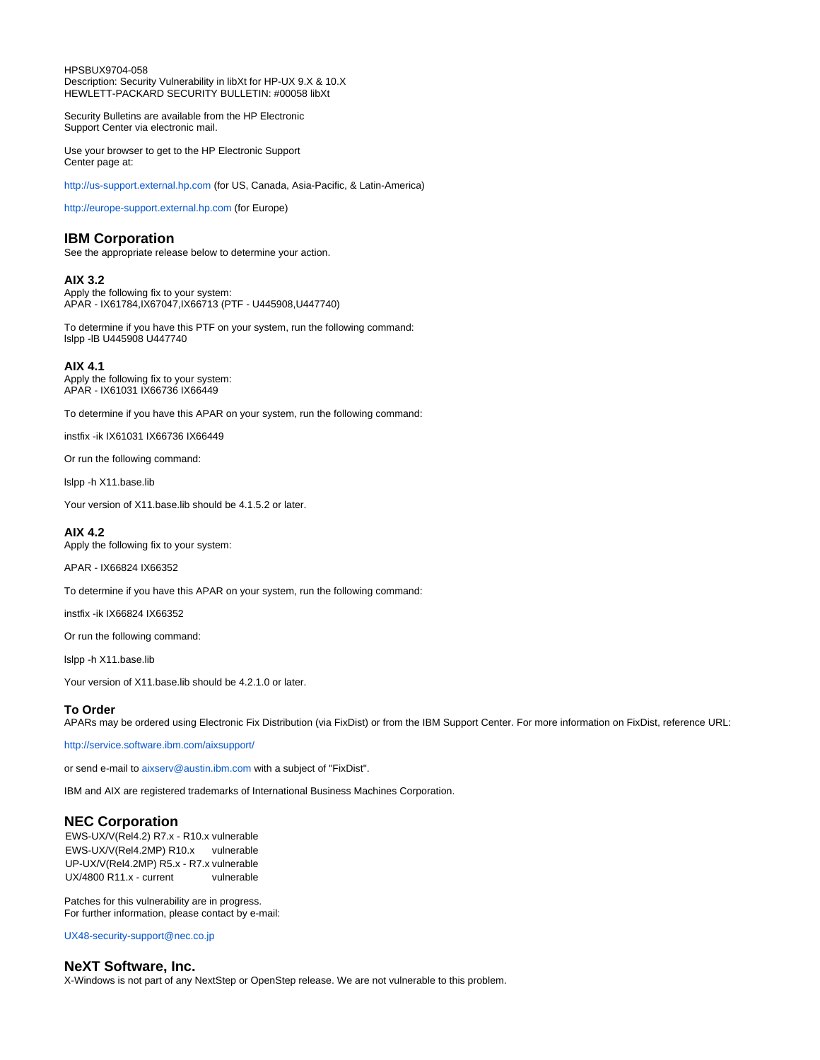HPSBUX9704-058
Description: Security Vulnerability in libXt for HP-UX 9.X & 10.X
HEWLETT-PACKARD SECURITY BULLETIN: #00058 libXt

Security Bulletins are available from the HP Electronic
Support Center via electronic mail.

Use your browser to get to the HP Electronic Support
Center page at:

http://us-support.external.hp.com (for US, Canada, Asia-Pacific, & Latin-America)

http://europe-support.external.hp.com (for Europe)

## IBM Corporation

See the appropriate release below to determine your action.

### AIX 3.2

Apply the following fix to your system:
APAR - IX61784,IX67047,IX66713 (PTF - U445908,U447740)

To determine if you have this PTF on your system, run the following command:
lslpp -lB U445908 U447740

### AIX 4.1

Apply the following fix to your system:
APAR - IX61031 IX66736 IX66449

To determine if you have this APAR on your system, run the following command:

instfix -ik IX61031 IX66736 IX66449

Or run the following command:

lslpp -h X11.base.lib

Your version of X11.base.lib should be 4.1.5.2 or later.

### AIX 4.2

Apply the following fix to your system:

APAR - IX66824 IX66352

To determine if you have this APAR on your system, run the following command:

instfix -ik IX66824 IX66352

Or run the following command:

lslpp -h X11.base.lib

Your version of X11.base.lib should be 4.2.1.0 or later.

### To Order

APARs may be ordered using Electronic Fix Distribution (via FixDist) or from the IBM Support Center. For more information on FixDist, reference URL:

http://service.software.ibm.com/aixsupport/

or send e-mail to aixserv@austin.ibm.com with a subject of "FixDist".

IBM and AIX are registered trademarks of International Business Machines Corporation.

## NEC Corporation

| | |
|---|---|
| EWS-UX/V(Rel4.2) R7.x - R10.x | vulnerable |
| EWS-UX/V(Rel4.2MP) R10.x | vulnerable |
| UP-UX/V(Rel4.2MP) R5.x - R7.x | vulnerable |
| UX/4800 R11.x - current | vulnerable |

Patches for this vulnerability are in progress.
For further information, please contact by e-mail:

UX48-security-support@nec.co.jp

## NeXT Software, Inc.

X-Windows is not part of any NextStep or OpenStep release. We are not vulnerable to this problem.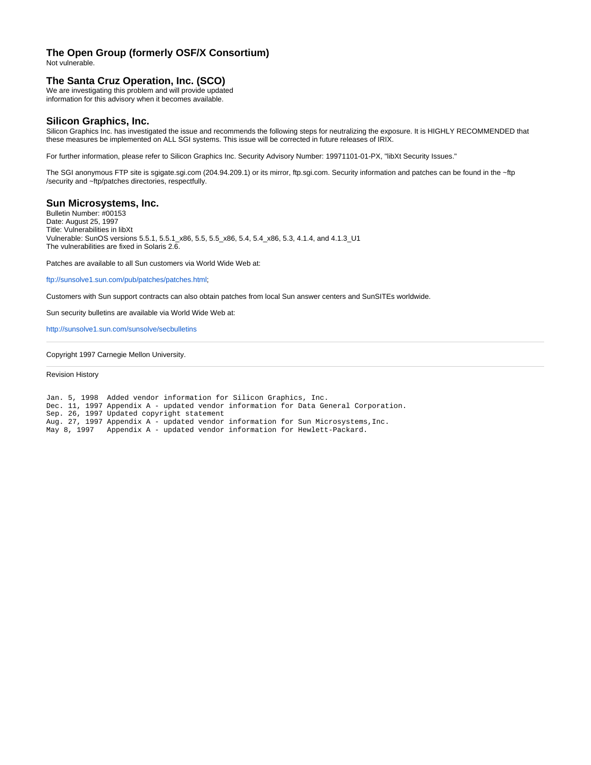## The Open Group (formerly OSF/X Consortium)

Not vulnerable.

## The Santa Cruz Operation, Inc. (SCO)

We are investigating this problem and will provide updated
information for this advisory when it becomes available.

## Silicon Graphics, Inc.

Silicon Graphics Inc. has investigated the issue and recommends the following steps for neutralizing the exposure. It is HIGHLY RECOMMENDED that these measures be implemented on ALL SGI systems. This issue will be corrected in future releases of IRIX.

For further information, please refer to Silicon Graphics Inc. Security Advisory Number: 19971101-01-PX, "libXt Security Issues."

The SGI anonymous FTP site is sgigate.sgi.com (204.94.209.1) or its mirror, ftp.sgi.com. Security information and patches can be found in the ~ftp /security and ~ftp/patches directories, respectfully.

## Sun Microsystems, Inc.

Bulletin Number: #00153
Date: August 25, 1997
Title: Vulnerabilities in libXt
Vulnerable: SunOS versions 5.5.1, 5.5.1_x86, 5.5, 5.5_x86, 5.4, 5.4_x86, 5.3, 4.1.4, and 4.1.3_U1
The vulnerabilities are fixed in Solaris 2.6.

Patches are available to all Sun customers via World Wide Web at:

ftp://sunsolve1.sun.com/pub/patches/patches.html;

Customers with Sun support contracts can also obtain patches from local Sun answer centers and SunSITEs worldwide.

Sun security bulletins are available via World Wide Web at:

http://sunsolve1.sun.com/sunsolve/secbulletins

---

Copyright 1997 Carnegie Mellon University.

---

Revision History

```
Jan. 5, 1998  Added vendor information for Silicon Graphics, Inc.
Dec. 11, 1997 Appendix A - updated vendor information for Data General Corporation.
Sep. 26, 1997 Updated copyright statement
Aug. 27, 1997 Appendix A - updated vendor information for Sun Microsystems,Inc.
May 8, 1997   Appendix A - updated vendor information for Hewlett-Packard.
```